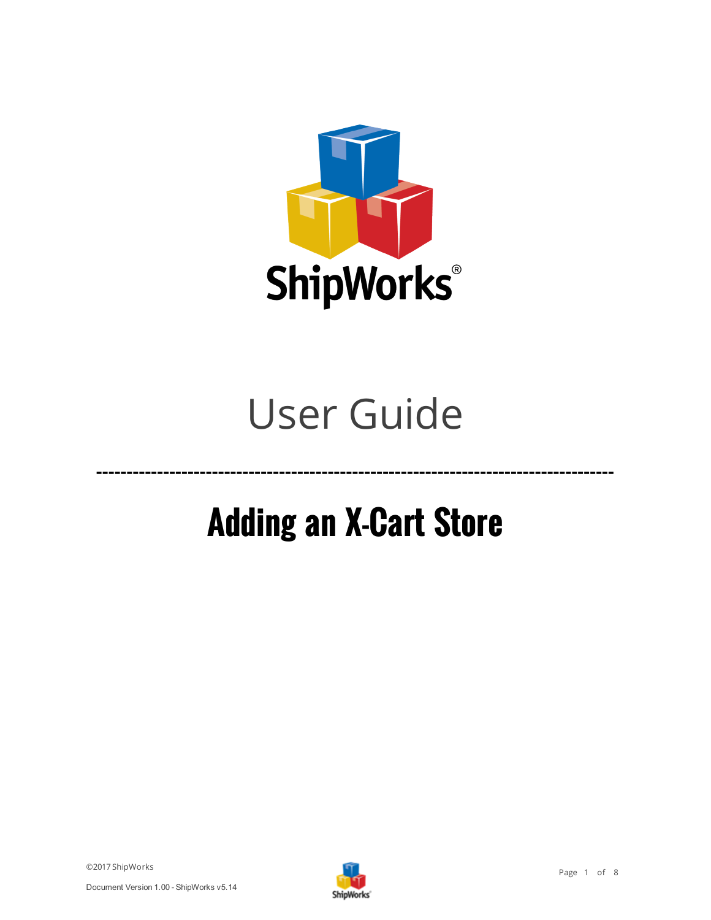ShipWorks®

# User Guide

---

# Adding an X-Cart Store

©2017 ShipWorks

Document Version 1.00 - ShipWorks v5.14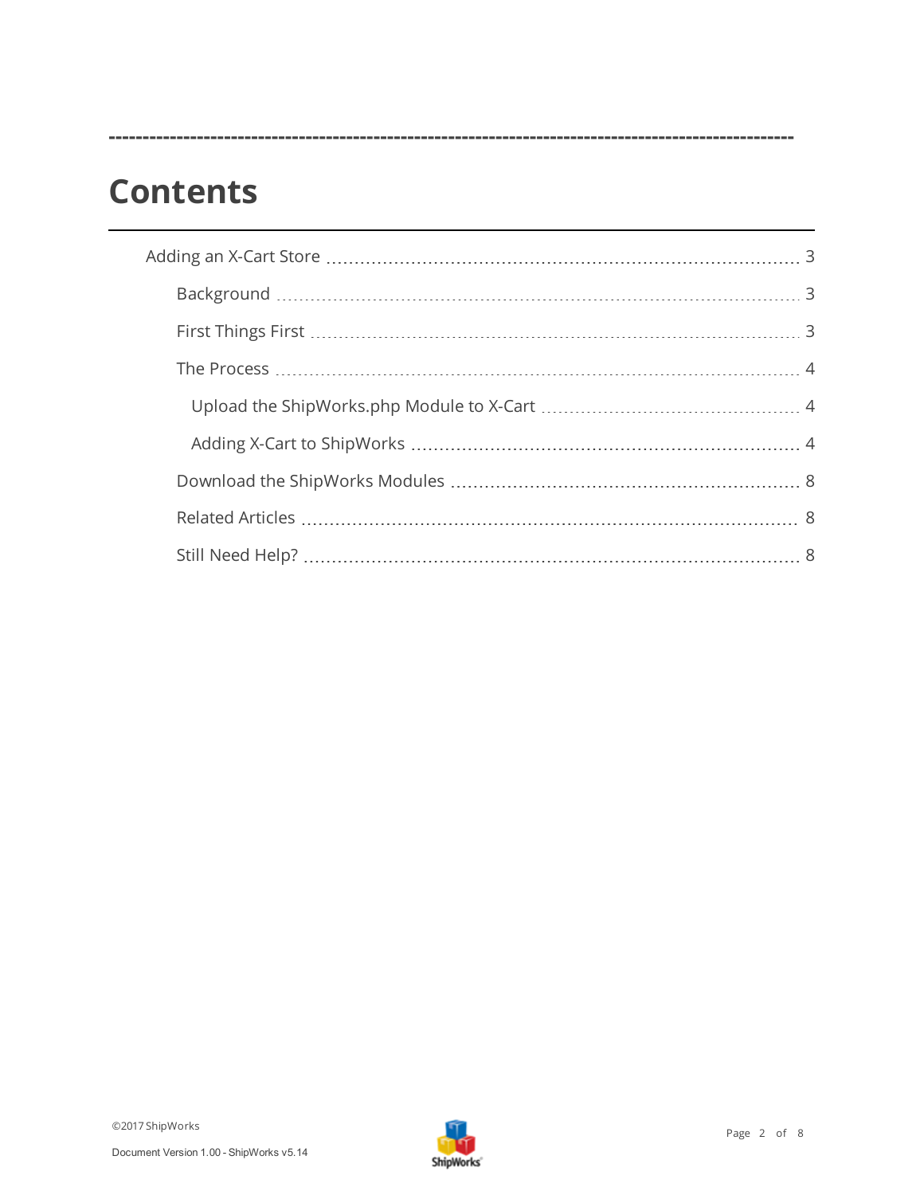# Contents

- Adding an X-Cart Store ..... 3
  - Background ..... 3
  - First Things First ..... 3
  - The Process ..... 4
    - Upload the ShipWorks.php Module to X-Cart ..... 4
    - Adding X-Cart to ShipWorks ..... 4
  - Download the ShipWorks Modules ..... 8
  - Related Articles ..... 8
  - Still Need Help? ..... 8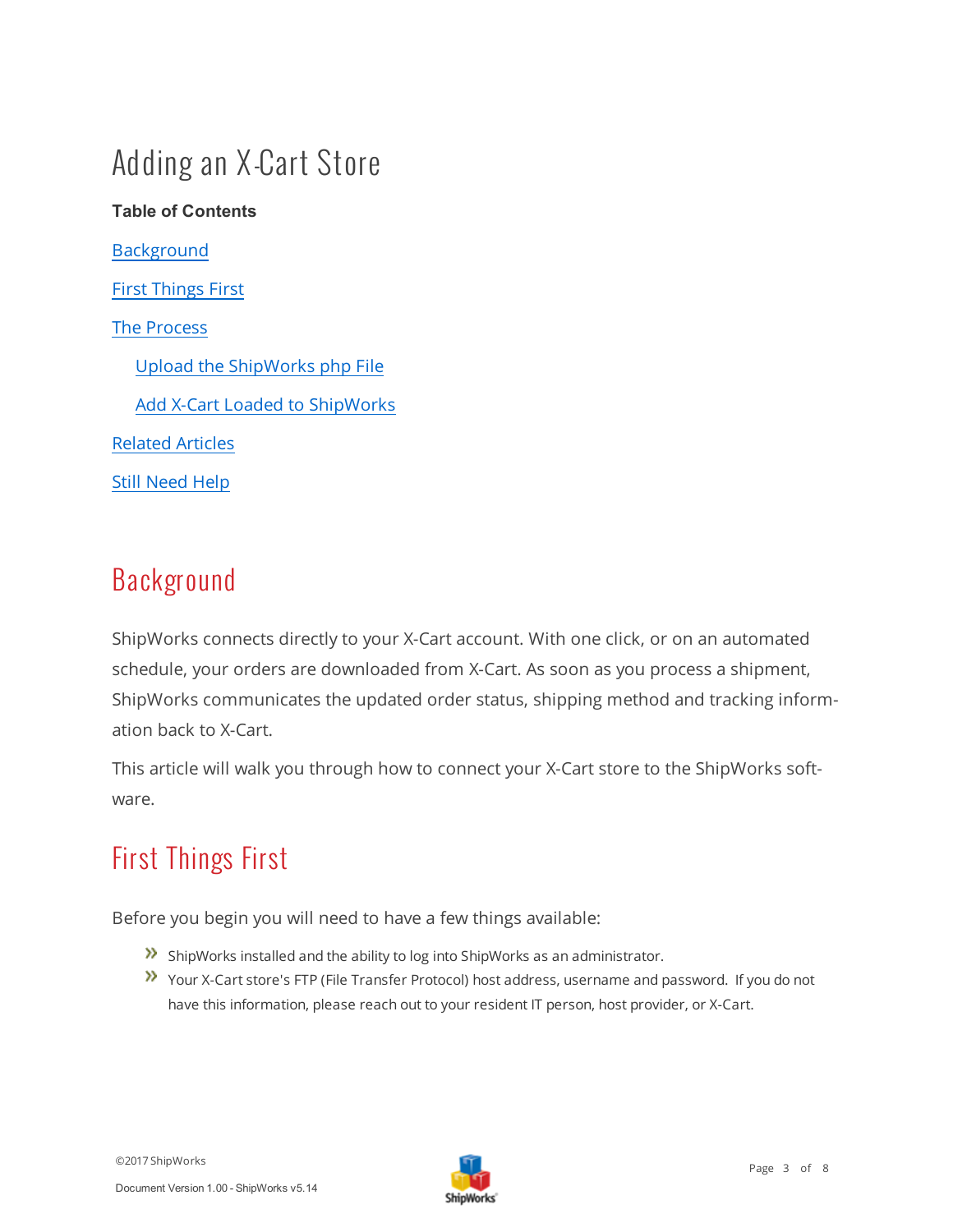# Adding an X-Cart Store

**Table of Contents**

Background

First Things First

The Process

- Upload the ShipWorks php File
- Add X-Cart Loaded to ShipWorks

Related Articles

Still Need Help

## Background

ShipWorks connects directly to your X-Cart account. With one click, or on an automated schedule, your orders are downloaded from X-Cart. As soon as you process a shipment, ShipWorks communicates the updated order status, shipping method and tracking information back to X-Cart.

This article will walk you through how to connect your X-Cart store to the ShipWorks software.

## First Things First

Before you begin you will need to have a few things available:

- ShipWorks installed and the ability to log into ShipWorks as an administrator.
- Your X-Cart store's FTP (File Transfer Protocol) host address, username and password. If you do not have this information, please reach out to your resident IT person, host provider, or X-Cart.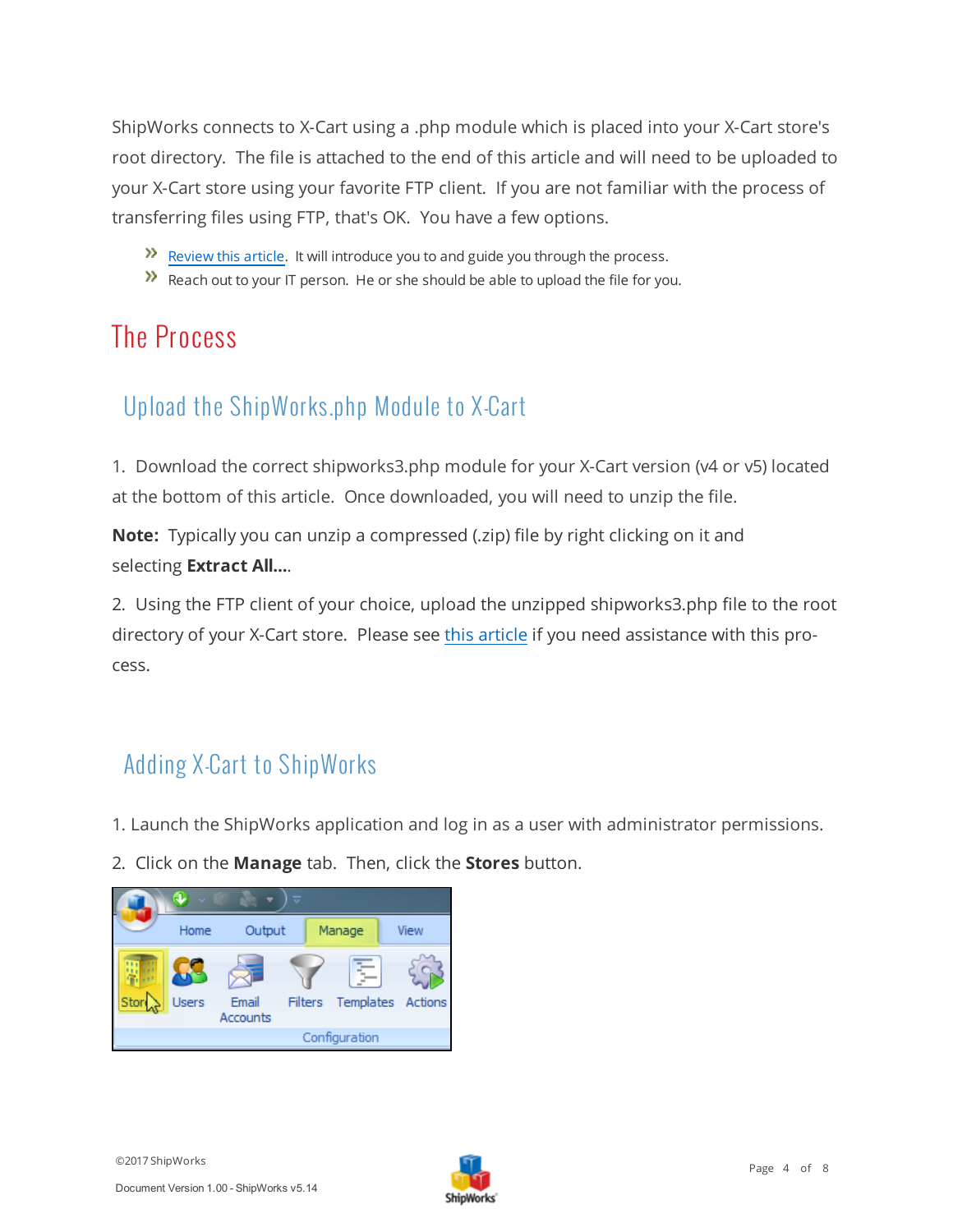ShipWorks connects to X-Cart using a .php module which is placed into your X-Cart store's root directory. The file is attached to the end of this article and will need to be uploaded to your X-Cart store using your favorite FTP client. If you are not familiar with the process of transferring files using FTP, that's OK. You have a few options.

- Review this article. It will introduce you to and guide you through the process.
- Reach out to your IT person. He or she should be able to upload the file for you.

# The Process

## Upload the ShipWorks.php Module to X-Cart

1. Download the correct shipworks3.php module for your X-Cart version (v4 or v5) located at the bottom of this article. Once downloaded, you will need to unzip the file.

**Note:** Typically you can unzip a compressed (.zip) file by right clicking on it and selecting **Extract All...**.

2. Using the FTP client of your choice, upload the unzipped shipworks3.php file to the root directory of your X-Cart store. Please see this article if you need assistance with this process.

## Adding X-Cart to ShipWorks

1. Launch the ShipWorks application and log in as a user with administrator permissions.

2. Click on the **Manage** tab. Then, click the **Stores** button.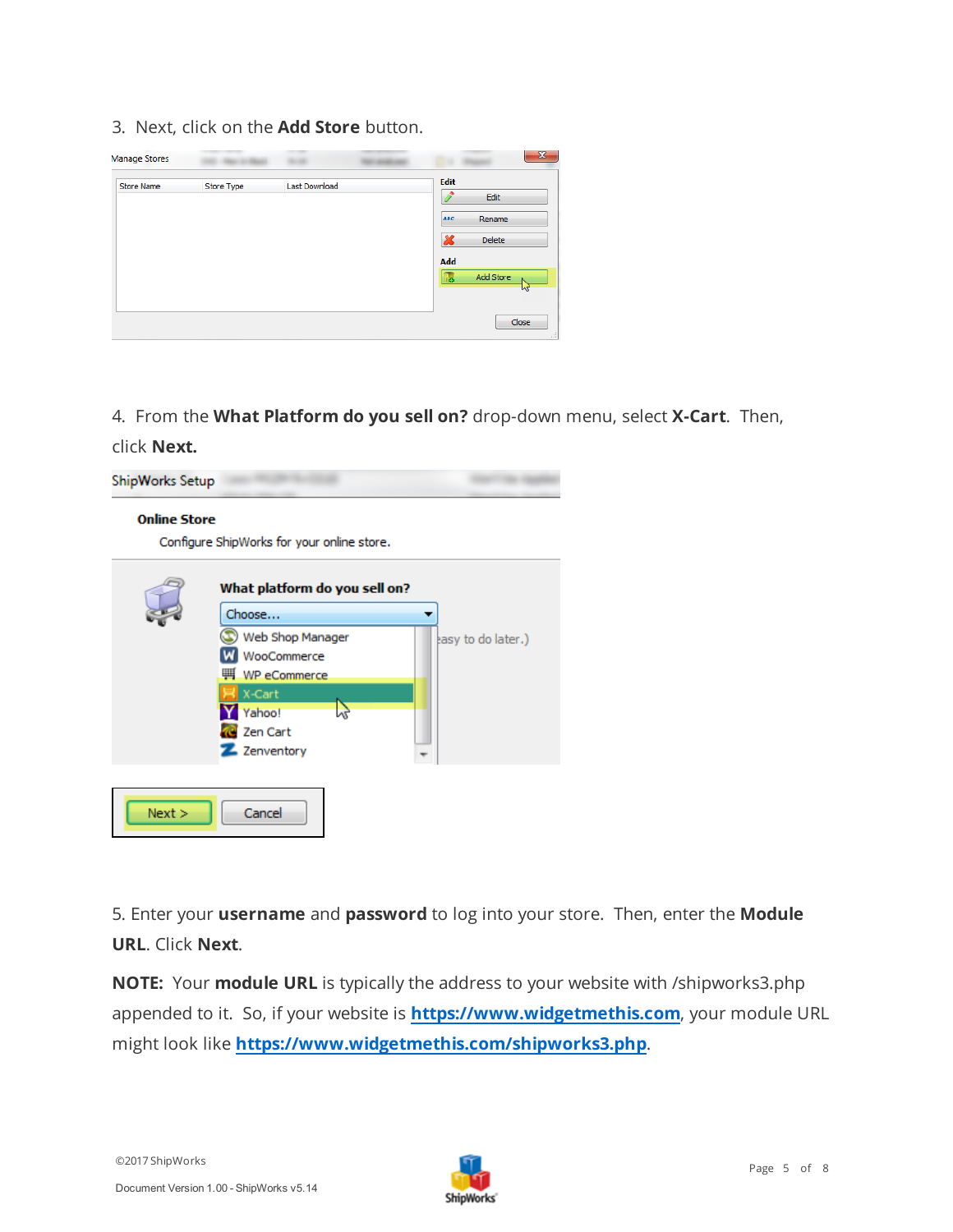3. Next, click on the **Add Store** button.

4. From the **What Platform do you sell on?** drop-down menu, select **X-Cart**. Then, click **Next.**

5. Enter your **username** and **password** to log into your store. Then, enter the **Module URL**. Click **Next**.

**NOTE:** Your **module URL** is typically the address to your website with /shipworks3.php appended to it. So, if your website is **https://www.widgetmethis.com**, your module URL might look like **https://www.widgetmethis.com/shipworks3.php**.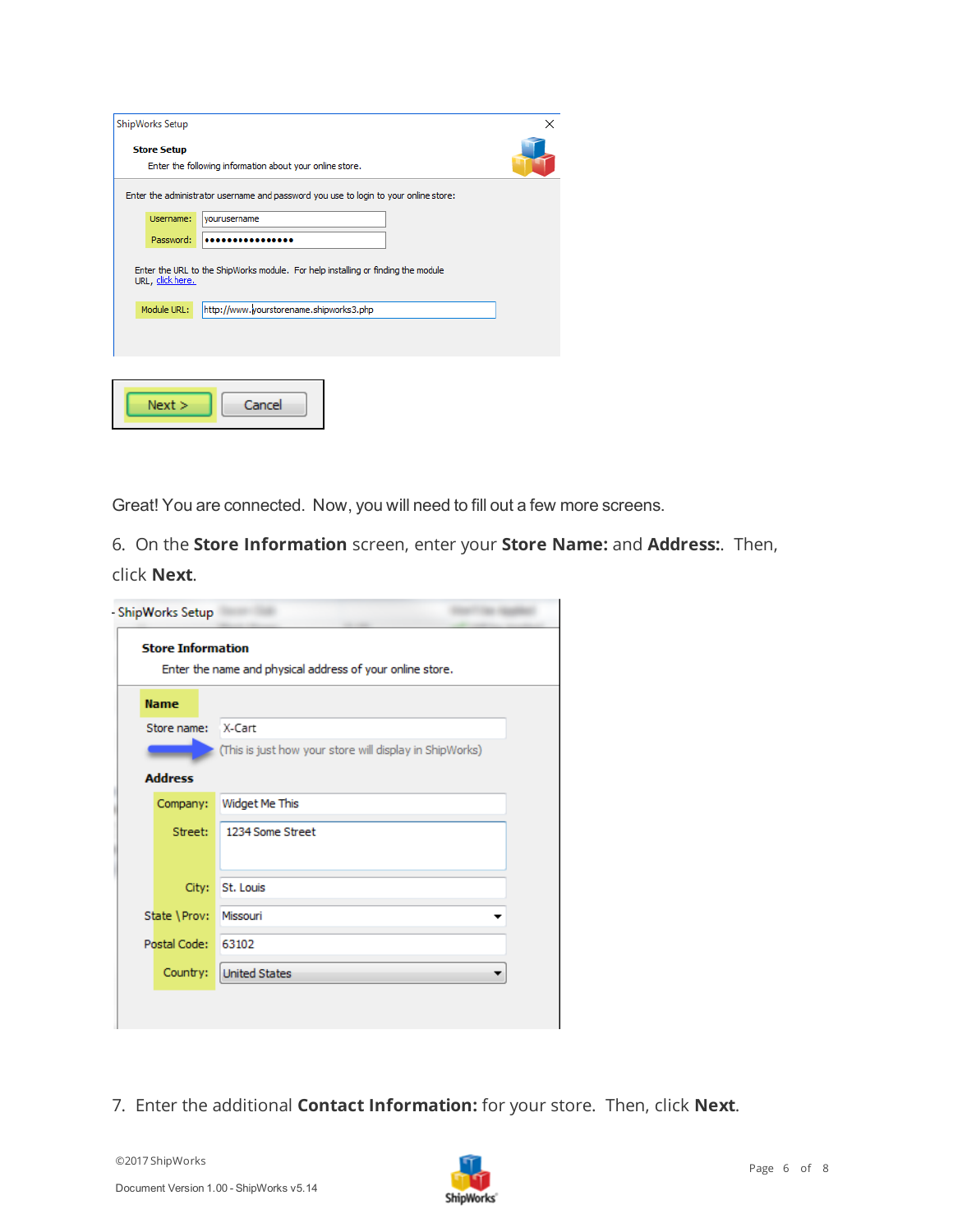Great! You are connected. Now, you will need to fill out a few more screens.

6. On the **Store Information** screen, enter your **Store Name:** and **Address:**. Then, click **Next**.

7. Enter the additional **Contact Information:** for your store. Then, click **Next**.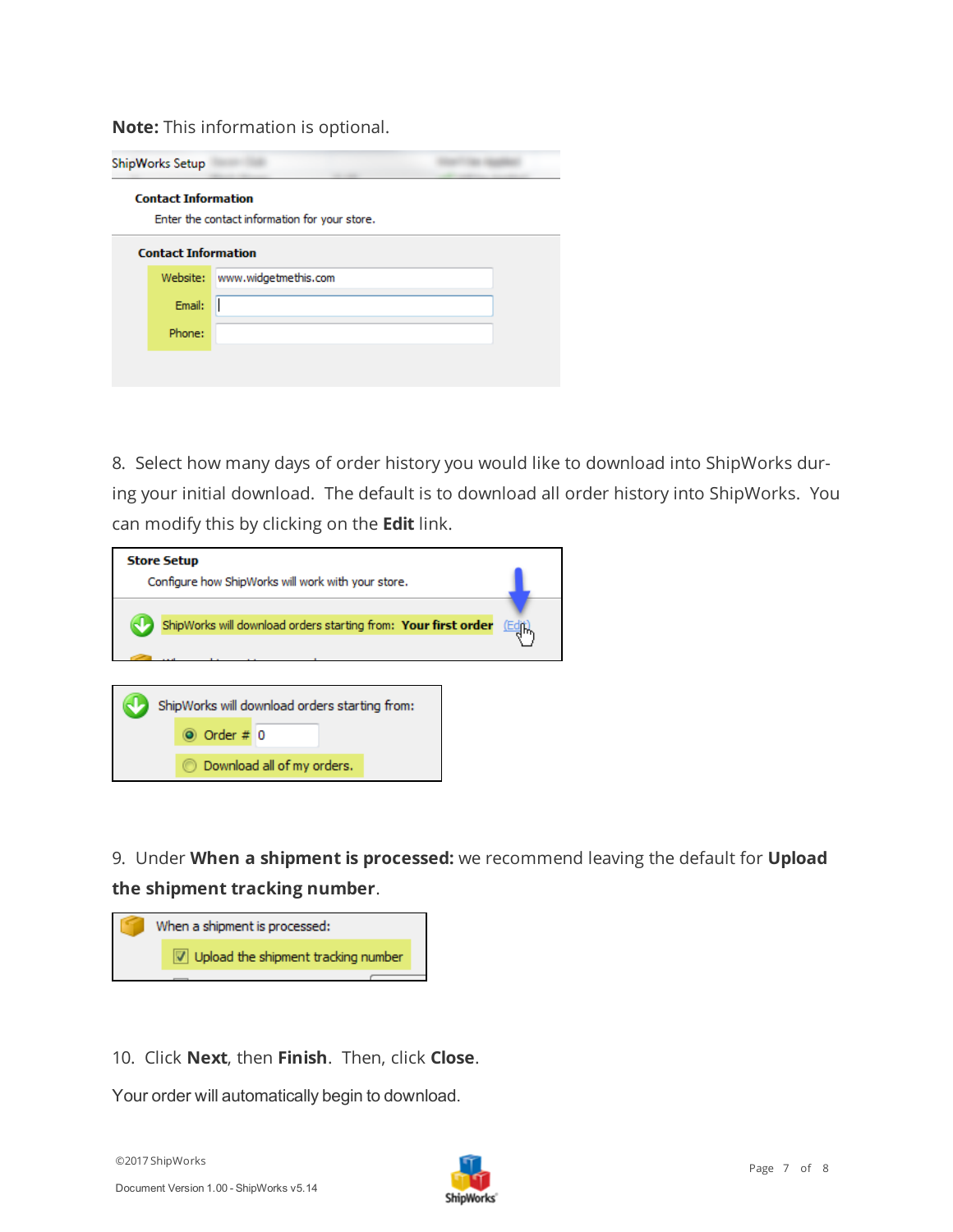**Note:** This information is optional.

8. Select how many days of order history you would like to download into ShipWorks during your initial download. The default is to download all order history into ShipWorks. You can modify this by clicking on the **Edit** link.

9. Under **When a shipment is processed:** we recommend leaving the default for **Upload the shipment tracking number**.

10. Click **Next**, then **Finish**. Then, click **Close**.

Your order will automatically begin to download.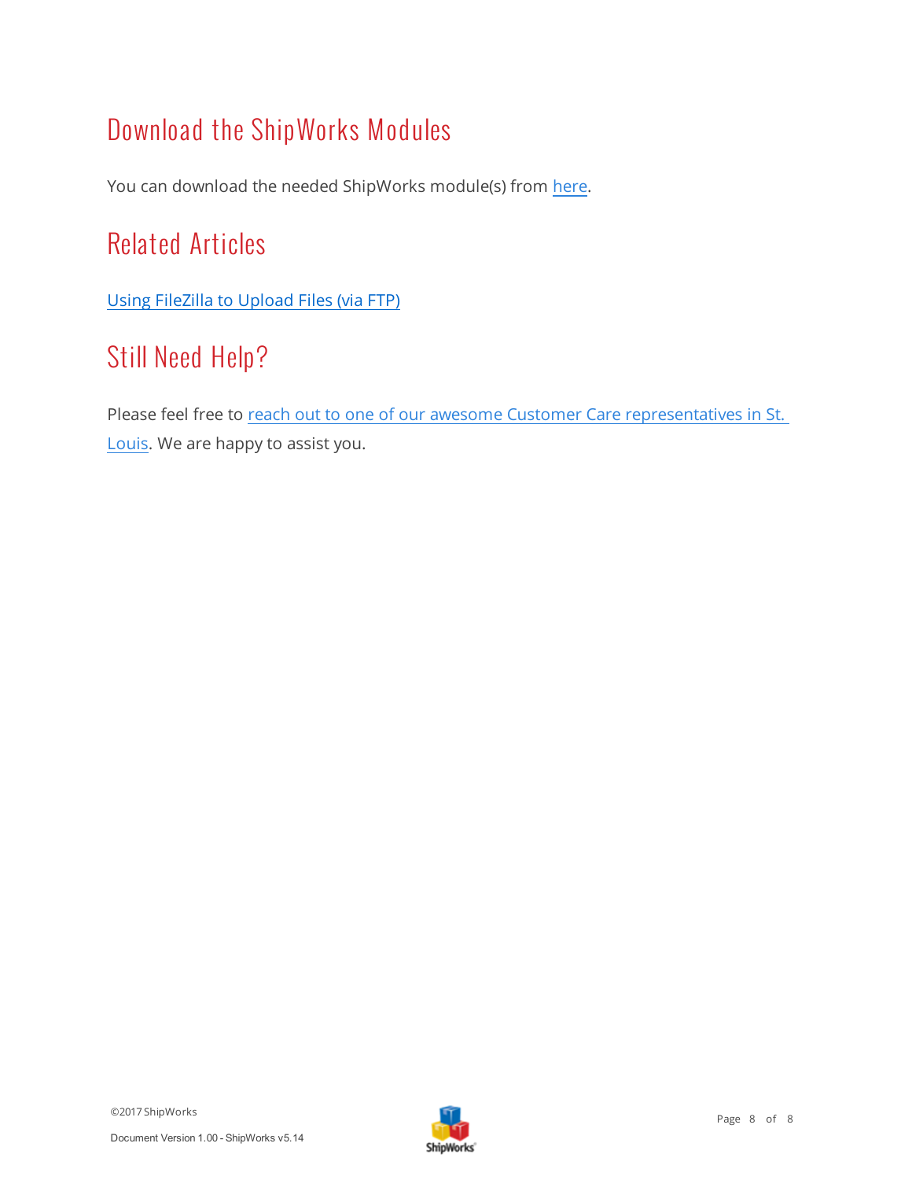## Download the ShipWorks Modules

You can download the needed ShipWorks module(s) from here.

## Related Articles

Using FileZilla to Upload Files (via FTP)

## Still Need Help?

Please feel free to reach out to one of our awesome Customer Care representatives in St. Louis. We are happy to assist you.